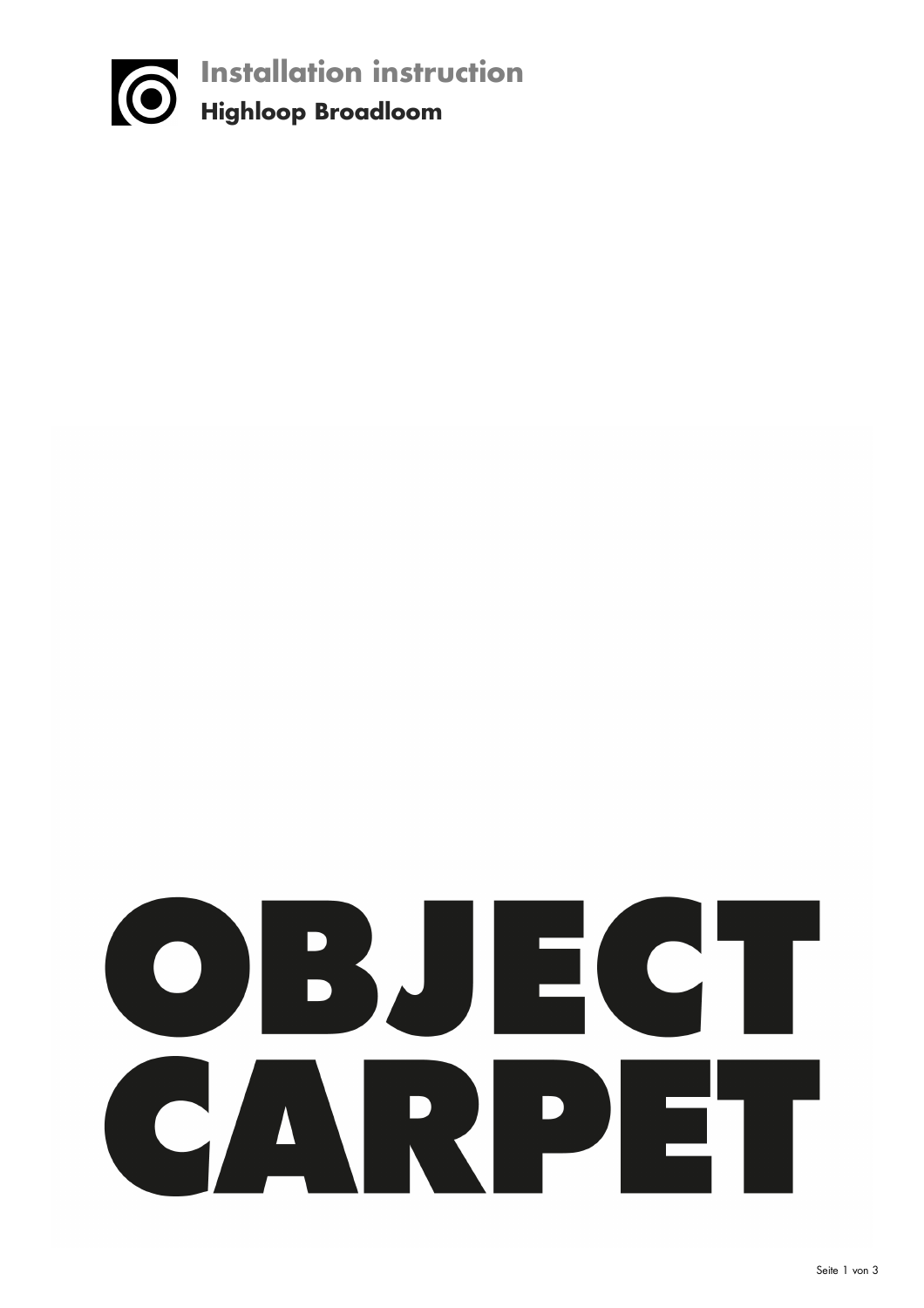# Installation instruction

## Highloop Broadloom

OBJECT CARPET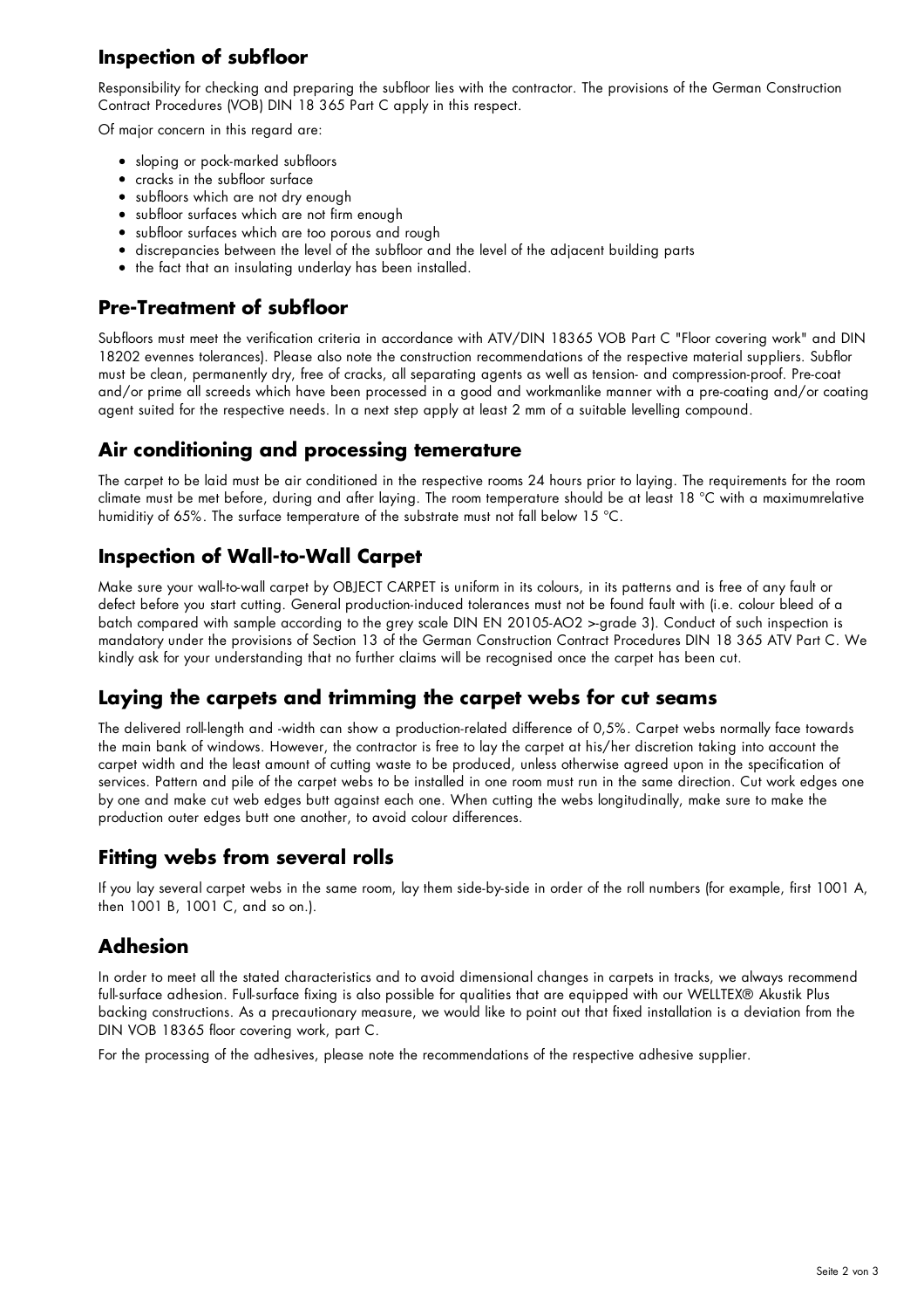## Inspection of subfloor

Responsibility for checking and preparing the subfloor lies with the contractor. The provisions of the German Construction Contract Procedures (VOB) DIN 18 365 Part C apply in this respect.

Of major concern in this regard are:

- sloping or pock-marked subfloors
- cracks in the subfloor surface
- subfloors which are not dry enough
- subfloor surfaces which are not firm enough
- subfloor surfaces which are too porous and rough
- discrepancies between the level of the subfloor and the level of the adjacent building parts
- the fact that an insulating underlay has been installed.

## Pre-Treatment of subfloor

Subfloors must meet the verification criteria in accordance with ATV/DIN 18365 VOB Part C "Floor covering work" and DIN 18202 evennes tolerances). Please also note the construction recommendations of the respective material suppliers. Subflor must be clean, permanently dry, free of cracks, all separating agents as well as tension- and compression-proof. Pre-coat and/or prime all screeds which have been processed in a good and workmanlike manner with a pre-coating and/or coating agent suited for the respective needs. In a next step apply at least 2 mm of a suitable levelling compound.

## Air conditioning and processing temerature

The carpet to be laid must be air conditioned in the respective rooms 24 hours prior to laying. The requirements for the room climate must be met before, during and after laying. The room temperature should be at least 18 °C with a maximumrelative humiditiy of 65%. The surface temperature of the substrate must not fall below 15 °C.

## Inspection of Wall-to-Wall Carpet

Make sure your wall-to-wall carpet by OBJECT CARPET is uniform in its colours, in its patterns and is free of any fault or defect before you start cutting. General production-induced tolerances must not be found fault with (i.e. colour bleed of a batch compared with sample according to the grey scale DIN EN 20105-AO2 >-grade 3). Conduct of such inspection is mandatory under the provisions of Section 13 of the German Construction Contract Procedures DIN 18 365 ATV Part C. We kindly ask for your understanding that no further claims will be recognised once the carpet has been cut.

## Laying the carpets and trimming the carpet webs for cut seams

The delivered roll-length and -width can show a production-related difference of 0,5%. Carpet webs normally face towards the main bank of windows. However, the contractor is free to lay the carpet at his/her discretion taking into account the carpet width and the least amount of cutting waste to be produced, unless otherwise agreed upon in the specification of services. Pattern and pile of the carpet webs to be installed in one room must run in the same direction. Cut work edges one by one and make cut web edges butt against each one. When cutting the webs longitudinally, make sure to make the production outer edges butt one another, to avoid colour differences.

## Fitting webs from several rolls

If you lay several carpet webs in the same room, lay them side-by-side in order of the roll numbers (for example, first 1001 A, then 1001 B, 1001 C, and so on.).

## Adhesion

In order to meet all the stated characteristics and to avoid dimensional changes in carpets in tracks, we always recommend full-surface adhesion. Full-surface fixing is also possible for qualities that are equipped with our WELLTEX® Akustik Plus backing constructions. As a precautionary measure, we would like to point out that fixed installation is a deviation from the DIN VOB 18365 floor covering work, part C.

For the processing of the adhesives, please note the recommendations of the respective adhesive supplier.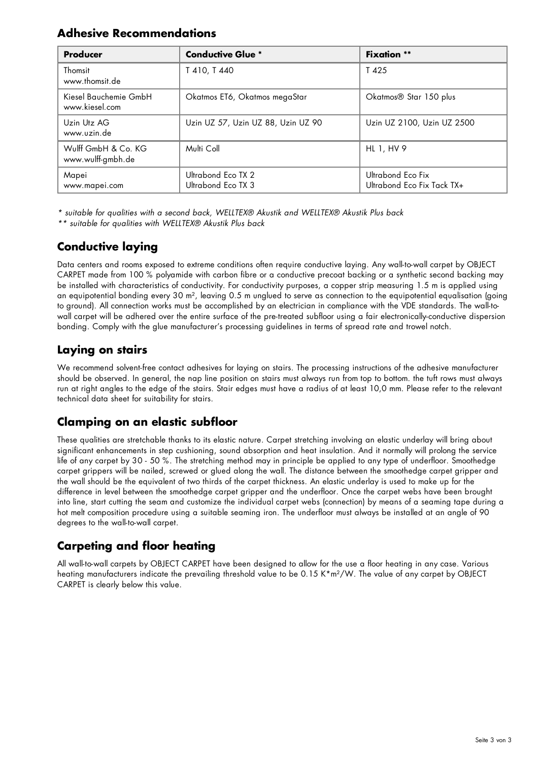## Adhesive Recommendations

| Producer | Conductive Glue * | Fixation ** |
| --- | --- | --- |
| Thomsit<br>www.thomsit.de | T 410, T 440 | T 425 |
| Kiesel Bauchemie GmbH<br>www.kiesel.com | Okatmos ET6, Okatmos megaStar | Okatmos® Star 150 plus |
| Uzin Utz AG<br>www.uzin.de | Uzin UZ 57, Uzin UZ 88, Uzin UZ 90 | Uzin UZ 2100, Uzin UZ 2500 |
| Wulff GmbH & Co. KG<br>www.wulff-gmbh.de | Multi Coll | HL 1, HV 9 |
| Mapei<br>www.mapei.com | Ultrabond Eco TX 2<br>Ultrabond Eco TX 3 | Ultrabond Eco Fix<br>Ultrabond Eco Fix Tack TX+ |

*\* suitable for qualities with a second back, WELLTEX® Akustik and WELLTEX® Akustik Plus back*

*\*\* suitable for qualities with WELLTEX® Akustik Plus back*

## Conductive laying

Data centers and rooms exposed to extreme conditions often require conductive laying. Any wall-to-wall carpet by OBJECT CARPET made from 100 % polyamide with carbon fibre or a conductive precoat backing or a synthetic second backing may be installed with characteristics of conductivity. For conductivity purposes, a copper strip measuring 1.5 m is applied using an equipotential bonding every 30 m², leaving 0.5 m unglued to serve as connection to the equipotential equalisation (going to ground). All connection works must be accomplished by an electrician in compliance with the VDE standards. The wall-to-wall carpet will be adhered over the entire surface of the pre-treated subfloor using a fair electronically-conductive dispersion bonding. Comply with the glue manufacturer's processing guidelines in terms of spread rate and trowel notch.

## Laying on stairs

We recommend solvent-free contact adhesives for laying on stairs. The processing instructions of the adhesive manufacturer should be observed. In general, the nap line position on stairs must always run from top to bottom. the tuft rows must always run at right angles to the edge of the stairs. Stair edges must have a radius of at least 10,0 mm. Please refer to the relevant technical data sheet for suitability for stairs.

## Clamping on an elastic subfloor

These qualities are stretchable thanks to its elastic nature. Carpet stretching involving an elastic underlay will bring about significant enhancements in step cushioning, sound absorption and heat insulation. And it normally will prolong the service life of any carpet by 30 - 50 %. The stretching method may in principle be applied to any type of underfloor. Smoothedge carpet grippers will be nailed, screwed or glued along the wall. The distance between the smoothedge carpet gripper and the wall should be the equivalent of two thirds of the carpet thickness. An elastic underlay is used to make up for the difference in level between the smoothedge carpet gripper and the underfloor. Once the carpet webs have been brought into line, start cutting the seam and customize the individual carpet webs (connection) by means of a seaming tape during a hot melt composition procedure using a suitable seaming iron. The underfloor must always be installed at an angle of 90 degrees to the wall-to-wall carpet.

## Carpeting and floor heating

All wall-to-wall carpets by OBJECT CARPET have been designed to allow for the use a floor heating in any case. Various heating manufacturers indicate the prevailing threshold value to be 0.15 K*m²/W. The value of any carpet by OBJECT CARPET is clearly below this value.